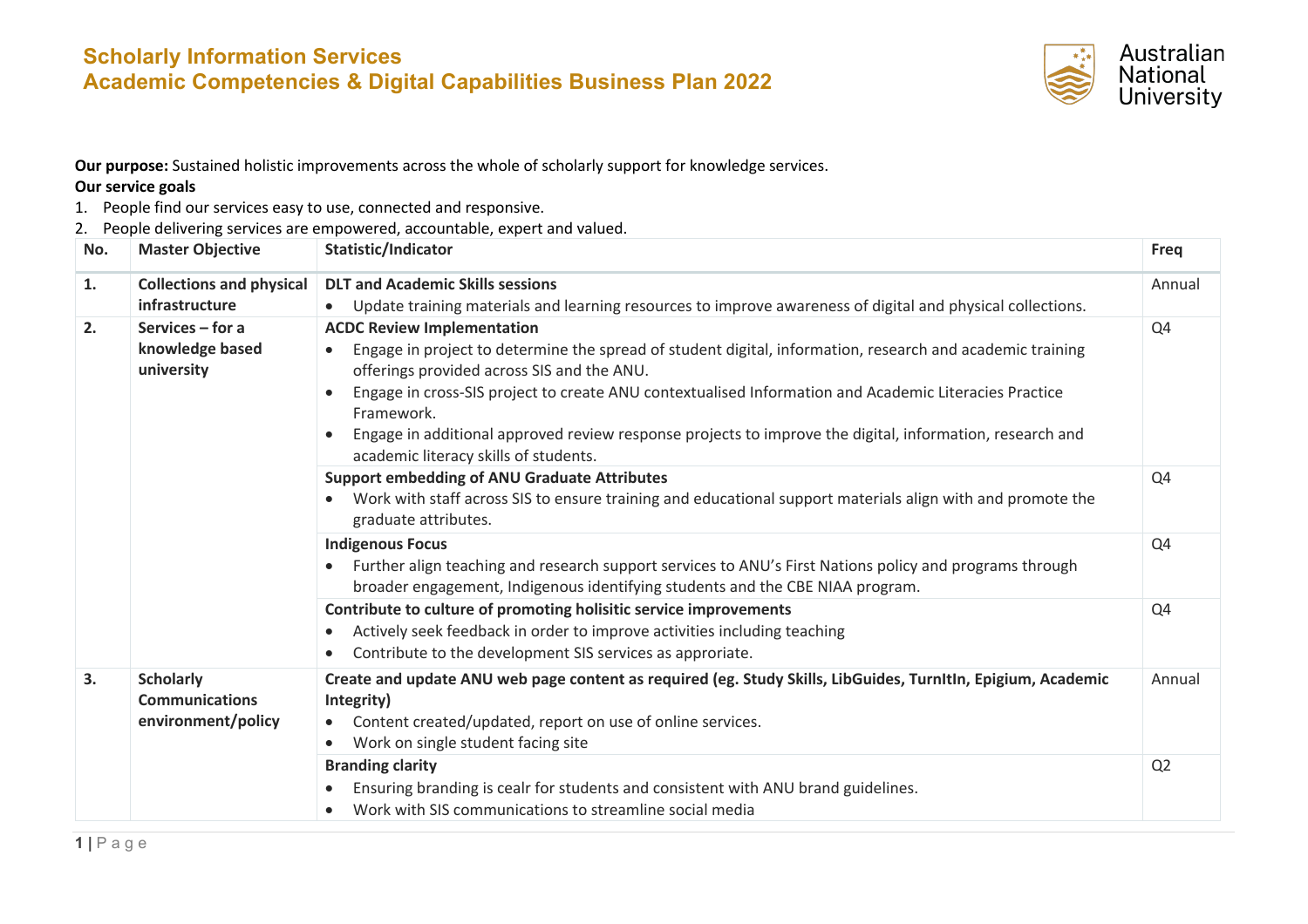# Scholarly Information Services
## Academic Competencies & Digital Capabilities Business Plan 2022

**Our purpose:** Sustained holistic improvements across the whole of scholarly support for knowledge services.

**Our service goals**

1. People find our services easy to use, connected and responsive.
2. People delivering services are empowered, accountable, expert and valued.

| No. | Master Objective | Statistic/Indicator | Freq |
|---|---|---|---|
| **1.** | **Collections and physical infrastructure** | **DLT and Academic Skills sessions**<br>• Update training materials and learning resources to improve awareness of digital and physical collections. | Annual |
| **2.** | **Services – for a knowledge based university** | **ACDC Review Implementation**<br>• Engage in project to determine the spread of student digital, information, research and academic training offerings provided across SIS and the ANU.<br>• Engage in cross-SIS project to create ANU contextualised Information and Academic Literacies Practice Framework.<br>• Engage in additional approved review response projects to improve the digital, information, research and academic literacy skills of students. | Q4 |
| | | **Support embedding of ANU Graduate Attributes**<br>• Work with staff across SIS to ensure training and educational support materials align with and promote the graduate attributes. | Q4 |
| | | **Indigenous Focus**<br>• Further align teaching and research support services to ANU's First Nations policy and programs through broader engagement, Indigenous identifying students and the CBE NIAA program. | Q4 |
| | | **Contribute to culture of promoting holisitic service improvements**<br>• Actively seek feedback in order to improve activities including teaching<br>• Contribute to the development SIS services as approriate. | Q4 |
| **3.** | **Scholarly Communications environment/policy** | **Create and update ANU web page content as required (eg. Study Skills, LibGuides, TurnItIn, Epigium, Academic Integrity)**<br>• Content created/updated, report on use of online services.<br>• Work on single student facing site | Annual |
| | | **Branding clarity**<br>• Ensuring branding is cealr for students and consistent with ANU brand guidelines.<br>• Work with SIS communications to streamline social media | Q2 |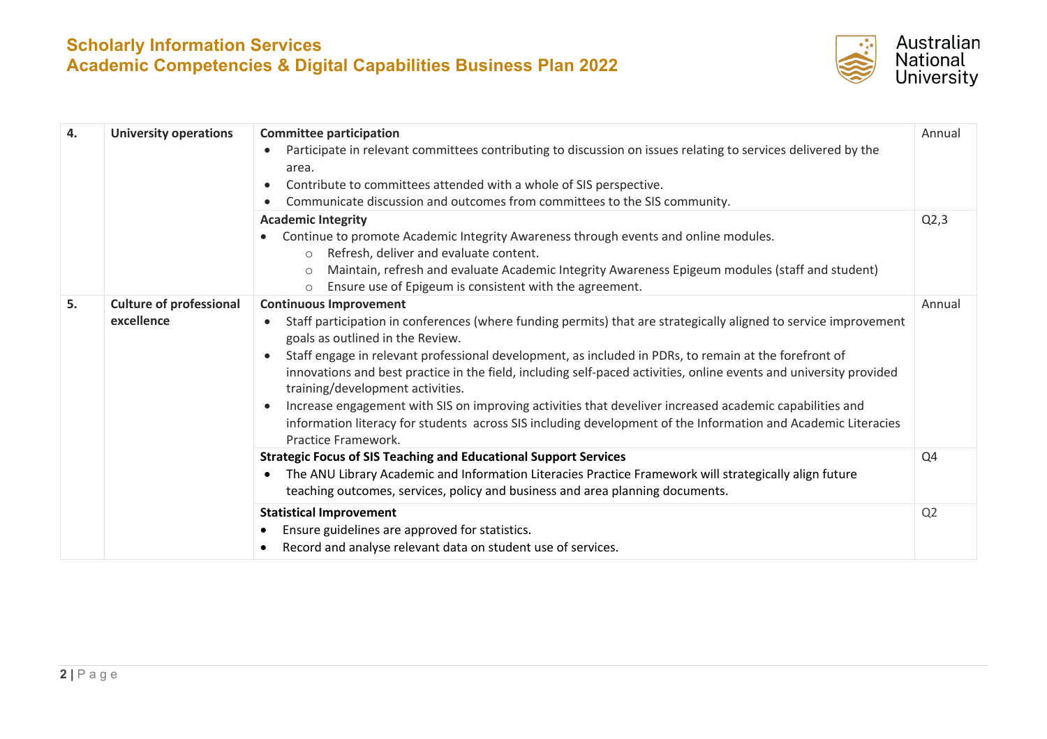| | | | |
|---|---|---|---|
| **4.** | **University operations** | **Committee participation**<br>• Participate in relevant committees contributing to discussion on issues relating to services delivered by the area.<br>• Contribute to committees attended with a whole of SIS perspective.<br>• Communicate discussion and outcomes from committees to the SIS community. | Annual |
| | | **Academic Integrity**<br>• Continue to promote Academic Integrity Awareness through events and online modules.<br>  ○ Refresh, deliver and evaluate content.<br>  ○ Maintain, refresh and evaluate Academic Integrity Awareness Epigeum modules (staff and student)<br>  ○ Ensure use of Epigeum is consistent with the agreement. | Q2,3 |
| **5.** | **Culture of professional excellence** | **Continuous Improvement**<br>• Staff participation in conferences (where funding permits) that are strategically aligned to service improvement goals as outlined in the Review.<br>• Staff engage in relevant professional development, as included in PDRs, to remain at the forefront of innovations and best practice in the field, including self-paced activities, online events and university provided training/development activities.<br>• Increase engagement with SIS on improving activities that develiver increased academic capabilities and information literacy for students across SIS including development of the Information and Academic Literacies Practice Framework. | Annual |
| | | **Strategic Focus of SIS Teaching and Educational Support Services**<br>• The ANU Library Academic and Information Literacies Practice Framework will strategically align future teaching outcomes, services, policy and business and area planning documents. | Q4 |
| | | **Statistical Improvement**<br>• Ensure guidelines are approved for statistics.<br>• Record and analyse relevant data on student use of services. | Q2 |